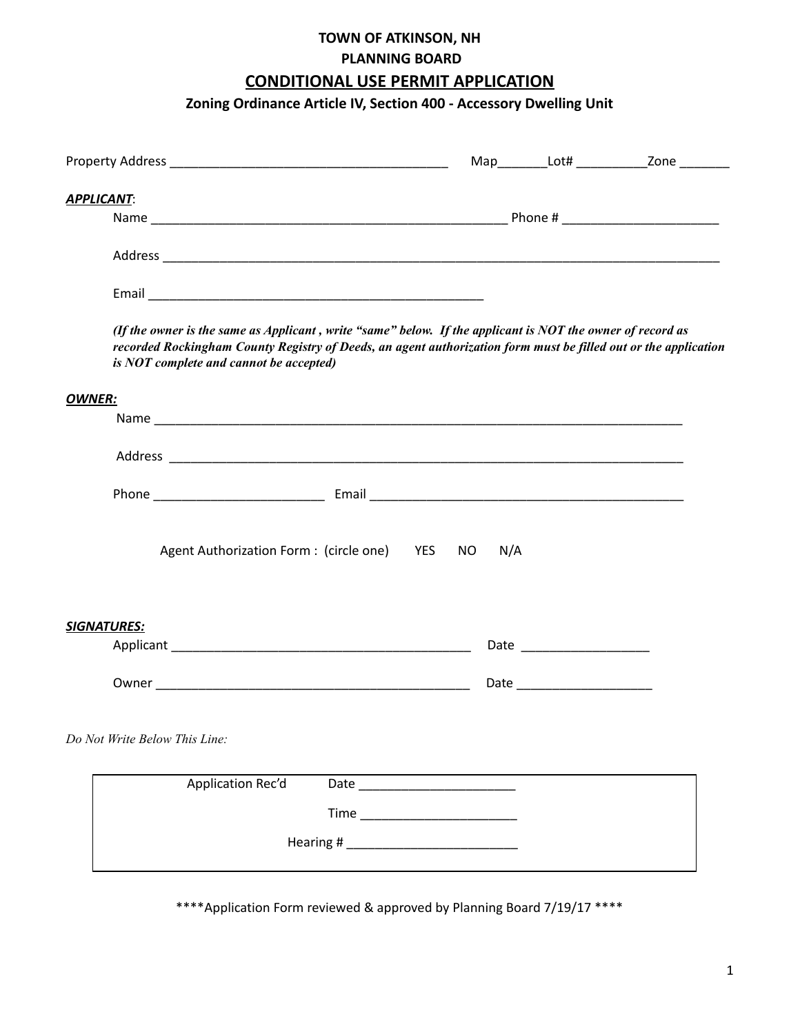# TOWN OF ATKINSON, NH

## PLANNING BOARD

## CONDITIONAL USE PERMIT APPLICATION

### Zoning Ordinance Article IV, Section 400 - Accessory Dwelling Unit

Property Address _______________________________________ Map_______Lot# __________Zone _______

***APPLICANT***:

Name _____________________________________________________ Phone # ______________________

Address ________________________________________________________________________________

Email _________________________________________________

***(If the owner is the same as Applicant , write "same" below. If the applicant is NOT the owner of record as recorded Rockingham County Registry of Deeds, an agent authorization form must be filled out or the application is NOT complete and cannot be accepted)***

***OWNER:***

Name ___________________________________________________________________________

Address ___________________________________________________________________________

Phone ________________________ Email _____________________________________________

Agent Authorization Form : (circle one) YES NO N/A

***SIGNATURES:***

Applicant ___________________________________________ Date __________________

Owner _____________________________________________ Date ___________________

*Do Not Write Below This Line:*

| Application Rec'd | Date ______________________ |
|---|---|
| | Time ______________________ |
| | Hearing # ________________________ |

\*\*\*\*Application Form reviewed & approved by Planning Board 7/19/17 \*\*\*\*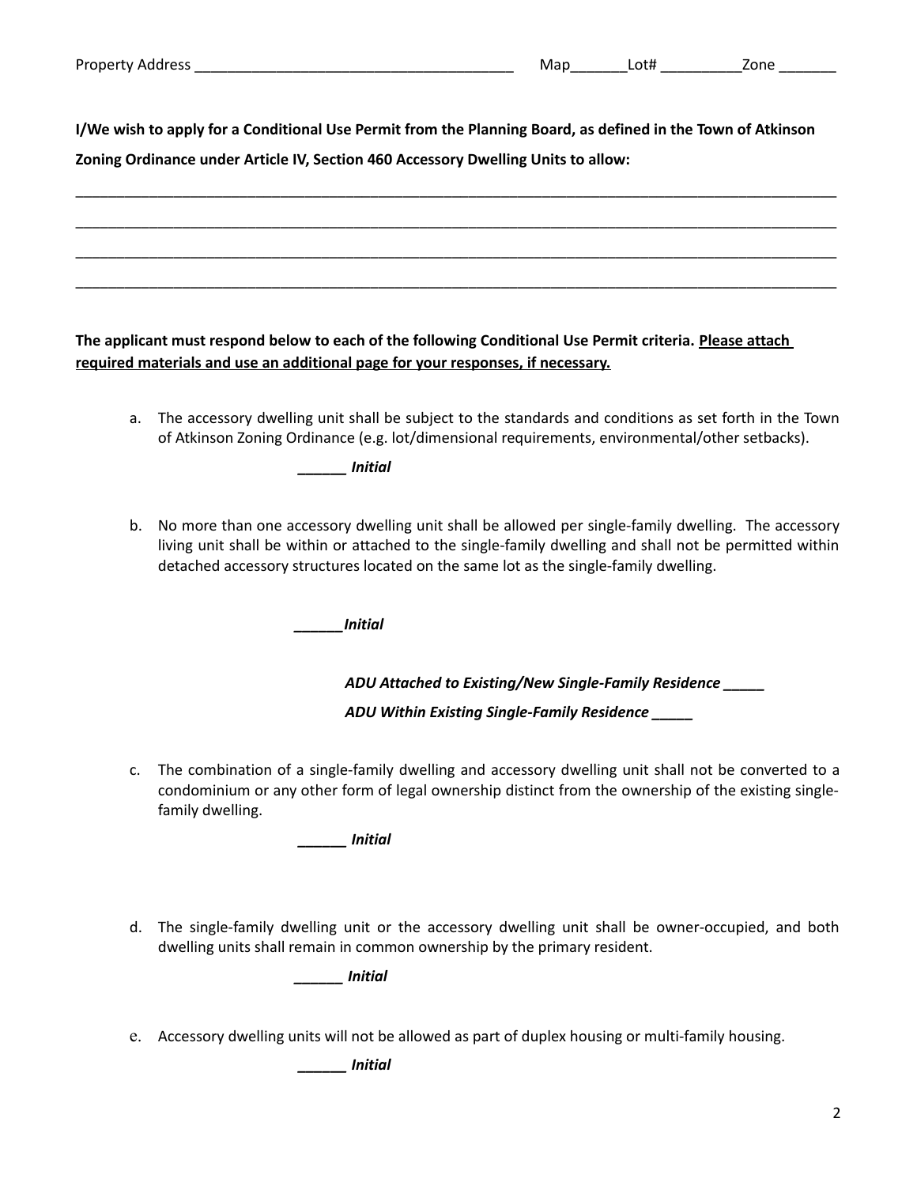Property Address ________________________________________ Map_______Lot# __________Zone _______

**I/We wish to apply for a Conditional Use Permit from the Planning Board, as defined in the Town of Atkinson Zoning Ordinance under Article IV, Section 460 Accessory Dwelling Units to allow:**

_____________________________________________________________________________________________

_____________________________________________________________________________________________

_____________________________________________________________________________________________

_____________________________________________________________________________________________

**The applicant must respond below to each of the following Conditional Use Permit criteria. <u>Please attach required materials and use an additional page for your responses, if necessary.</u>**

a. The accessory dwelling unit shall be subject to the standards and conditions as set forth in the Town of Atkinson Zoning Ordinance (e.g. lot/dimensional requirements, environmental/other setbacks).

   ***______ Initial***

b. No more than one accessory dwelling unit shall be allowed per single-family dwelling. The accessory living unit shall be within or attached to the single-family dwelling and shall not be permitted within detached accessory structures located on the same lot as the single-family dwelling.

   ***______Initial***

   ***ADU Attached to Existing/New Single-Family Residence _____***

   ***ADU Within Existing Single-Family Residence _____***

c. The combination of a single-family dwelling and accessory dwelling unit shall not be converted to a condominium or any other form of legal ownership distinct from the ownership of the existing single-family dwelling.

   ***______ Initial***

d. The single-family dwelling unit or the accessory dwelling unit shall be owner-occupied, and both dwelling units shall remain in common ownership by the primary resident.

   ***______ Initial***

e. Accessory dwelling units will not be allowed as part of duplex housing or multi-family housing.

   ***______ Initial***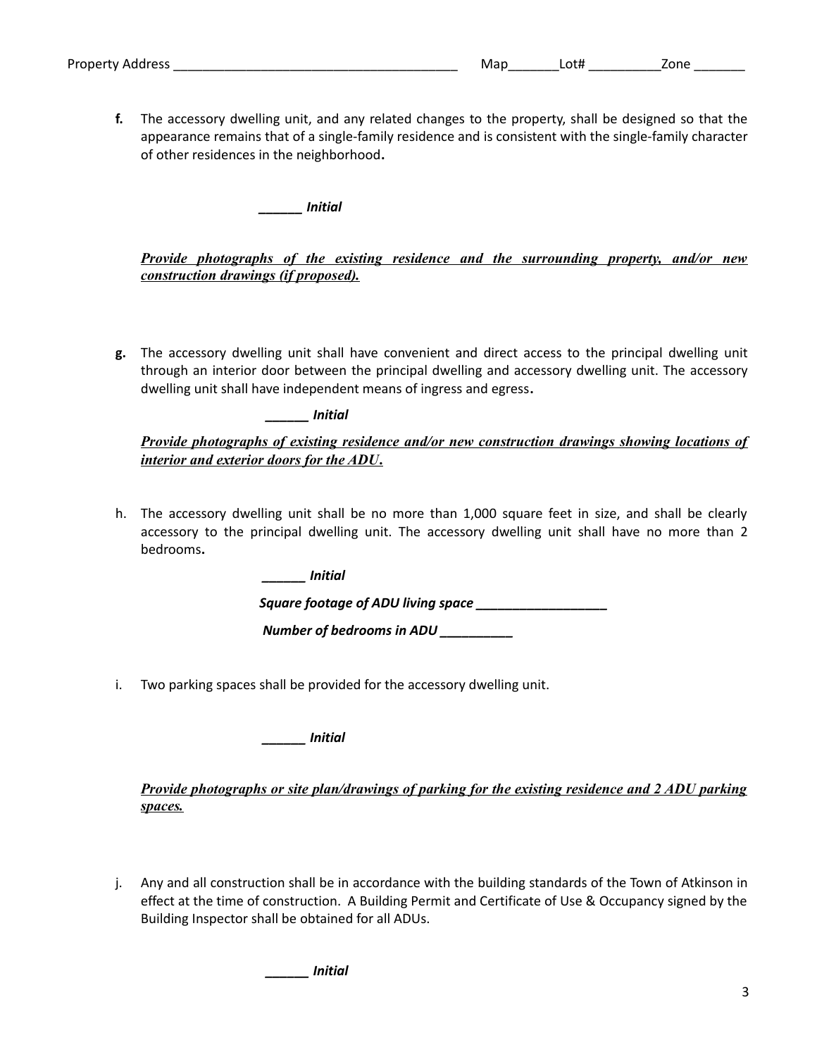Property Address ________________________________________ Map_______Lot# __________Zone _______

**f.** The accessory dwelling unit, and any related changes to the property, shall be designed so that the appearance remains that of a single-family residence and is consistent with the single-family character of other residences in the neighborhood**.**

***______ Initial***

***Provide photographs of the existing residence and the surrounding property, and/or new construction drawings (if proposed).***

**g.** The accessory dwelling unit shall have convenient and direct access to the principal dwelling unit through an interior door between the principal dwelling and accessory dwelling unit. The accessory dwelling unit shall have independent means of ingress and egress**.**

***______ Initial***

***Provide photographs of existing residence and/or new construction drawings showing locations of interior and exterior doors for the ADU.***

h. The accessory dwelling unit shall be no more than 1,000 square feet in size, and shall be clearly accessory to the principal dwelling unit. The accessory dwelling unit shall have no more than 2 bedrooms**.**

***______ Initial***

***Square footage of ADU living space ___________________***

***Number of bedrooms in ADU __________***

i. Two parking spaces shall be provided for the accessory dwelling unit.

***______ Initial***

***Provide photographs or site plan/drawings of parking for the existing residence and 2 ADU parking spaces.***

j. Any and all construction shall be in accordance with the building standards of the Town of Atkinson in effect at the time of construction. A Building Permit and Certificate of Use & Occupancy signed by the Building Inspector shall be obtained for all ADUs.

***______ Initial***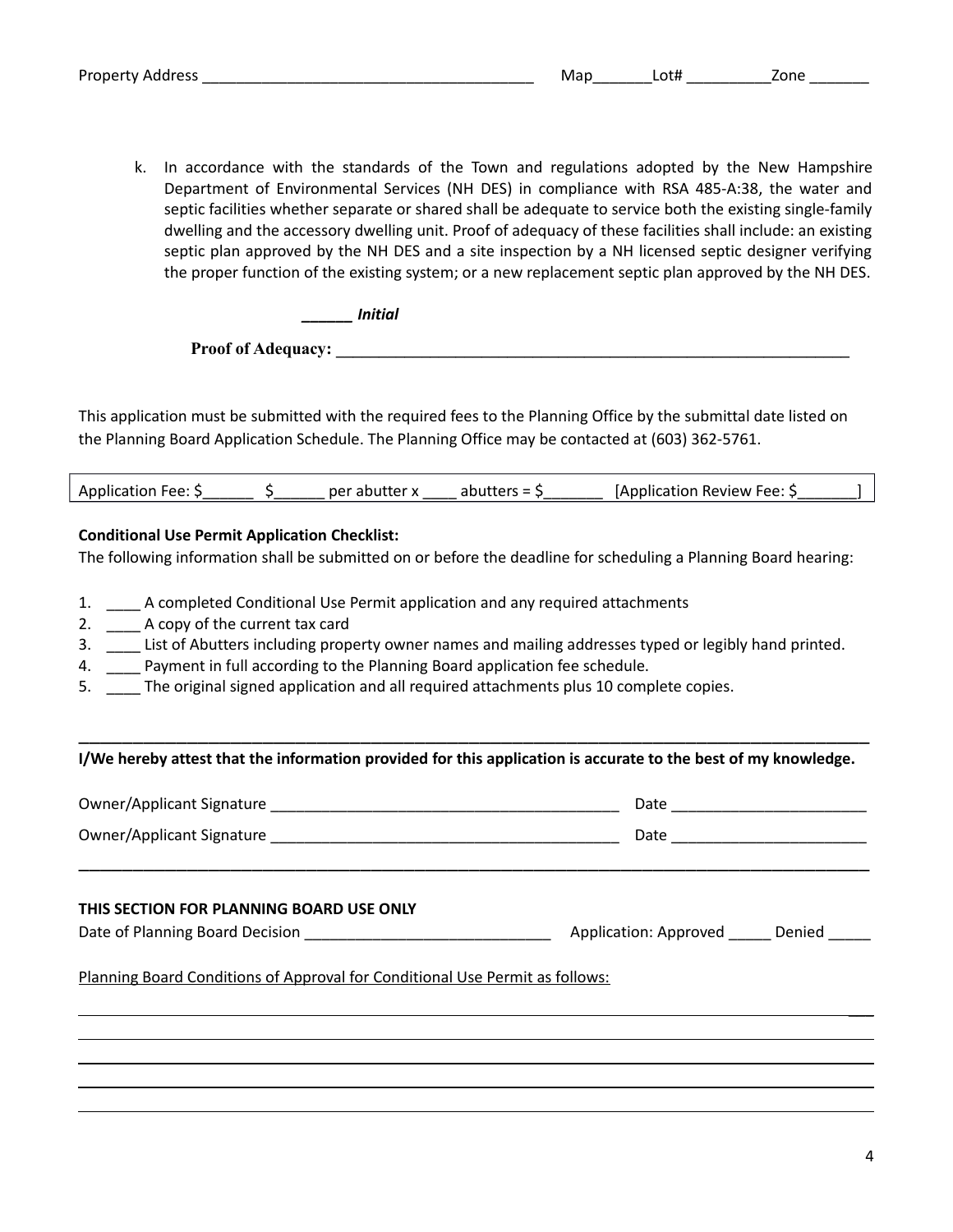Property Address _______________________________________ Map_______Lot# __________Zone _______

k. In accordance with the standards of the Town and regulations adopted by the New Hampshire Department of Environmental Services (NH DES) in compliance with RSA 485-A:38, the water and septic facilities whether separate or shared shall be adequate to service both the existing single-family dwelling and the accessory dwelling unit. Proof of adequacy of these facilities shall include: an existing septic plan approved by the NH DES and a site inspection by a NH licensed septic designer verifying the proper function of the existing system; or a new replacement septic plan approved by the NH DES.

______ *Initial*

**Proof of Adequacy:** _______________________________________________________________

This application must be submitted with the required fees to the Planning Office by the submittal date listed on the Planning Board Application Schedule. The Planning Office may be contacted at (603) 362-5761.

Application Fee: $______ $______ per abutter x ____ abutters = $_______ [Application Review Fee: $_______]

**Conditional Use Permit Application Checklist:**

The following information shall be submitted on or before the deadline for scheduling a Planning Board hearing:

1. ____ A completed Conditional Use Permit application and any required attachments
2. ____ A copy of the current tax card
3. ____ List of Abutters including property owner names and mailing addresses typed or legibly hand printed.
4. ____ Payment in full according to the Planning Board application fee schedule.
5. ____ The original signed application and all required attachments plus 10 complete copies.

**I/We hereby attest that the information provided for this application is accurate to the best of my knowledge.**

Owner/Applicant Signature __________________________________________ Date _______________________

Owner/Applicant Signature __________________________________________ Date _______________________

**THIS SECTION FOR PLANNING BOARD USE ONLY**

Date of Planning Board Decision _____________________________ Application: Approved _____ Denied _____

Planning Board Conditions of Approval for Conditional Use Permit as follows: